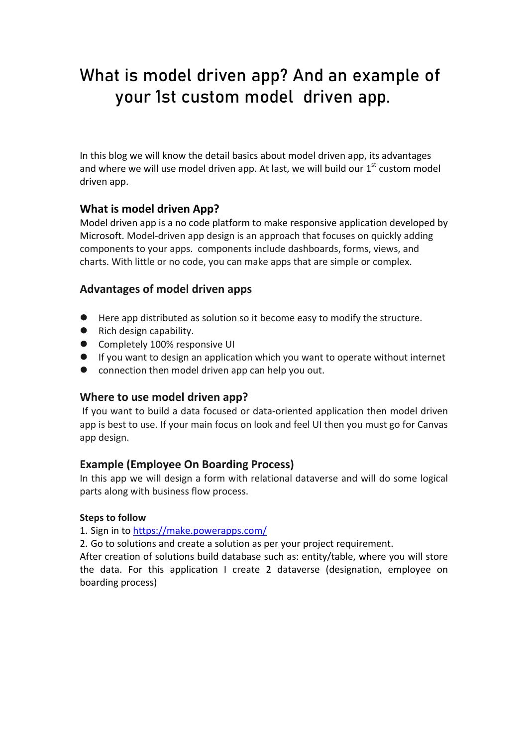# What is model driven app? And an example of your 1st custom model driven app.

In this blog we will know the detail basics about model driven app, its advantages and where we will use model driven app. At last, we will build our 1st custom model driven app.

## What is model driven App?

Model driven app is a no code platform to make responsive application developed by Microsoft. Model-driven app design is an approach that focuses on quickly adding components to your apps. components include dashboards, forms, views, and charts. With little or no code, you can make apps that are simple or complex.

## Advantages of model driven apps

- Here app distributed as solution so it become easy to modify the structure.
- Rich design capability.
- Completely 100% responsive UI
- If you want to design an application which you want to operate without internet
- connection then model driven app can help you out.

## Where to use model driven app?

If you want to build a data focused or data-oriented application then model driven app is best to use. If your main focus on look and feel UI then you must go for Canvas app design.

## Example (Employee On Boarding Process)

In this app we will design a form with relational dataverse and will do some logical parts along with business flow process.

**Steps to follow**

1. Sign in to [https://make.powerapps.com/](https://make.powerapps.com/)
2. Go to solutions and create a solution as per your project requirement.

After creation of solutions build database such as: entity/table, where you will store the data. For this application I create 2 dataverse (designation, employee on boarding process)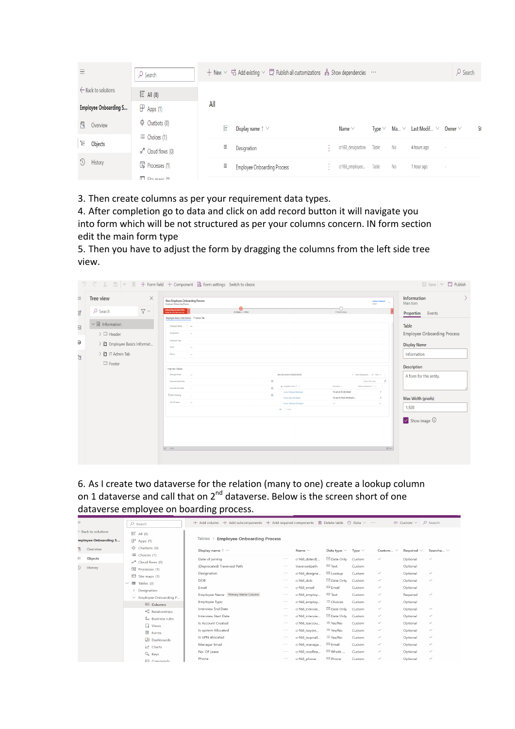3. Then create columns as per your requirement data types.
4. After completion go to data and click on add record button it will navigate you into form which will be not structured as per your columns concern. IN form section edit the main form type
5. Then you have to adjust the form by dragging the columns from the left side tree view.

6. As I create two dataverse for the relation (many to one) create a lookup column on 1 dataverse and call that on 2nd dataverse. Below is the screen short of one dataverse employee on boarding process.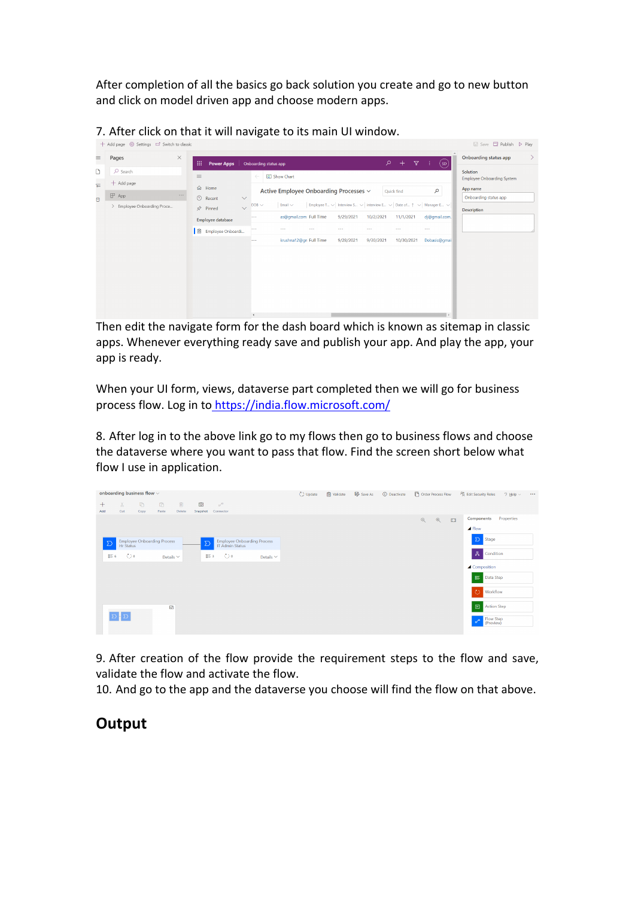After completion of all the basics go back solution you create and go to new button and click on model driven app and choose modern apps.

7. After click on that it will navigate to its main UI window.

Then edit the navigate form for the dash board which is known as sitemap in classic apps. Whenever everything ready save and publish your app. And play the app, your app is ready.

When your UI form, views, dataverse part completed then we will go for business process flow. Log in to https://india.flow.microsoft.com/

8. After log in to the above link go to my flows then go to business flows and choose the dataverse where you want to pass that flow. Find the screen short below what flow I use in application.

9. After creation of the flow provide the requirement steps to the flow and save, validate the flow and activate the flow.

10. And go to the app and the dataverse you choose will find the flow on that above.

## Output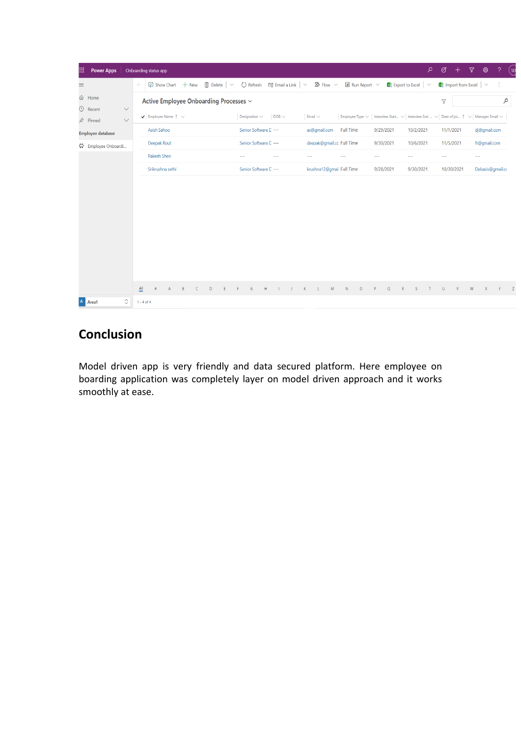Power Apps | Onboarding status app

Show Chart | New | Delete | Refresh | Email a Link | Flow | Run Report | Export to Excel | Import from Excel

Home
Recent
Pinned
Employee database
Employee Onboardi...

Active Employee Onboarding Processes

| Employee Name | Designation | DOB | Email | Employee Type | Interview Start... | interview End ... | Date of joi... | Manager Email |
|---|---|---|---|---|---|---|---|---|
| Asish Sahoo | Senior Software E | --- | as@gmail.com | Full Time | 9/29/2021 | 10/2/2021 | 11/1/2021 | dj@gmail.com |
| Deepak Rout | Senior Software E | --- | deepak@gmail.cc | Full Time | 9/30/2021 | 10/6/2021 | 11/5/2021 | fr@gmail.com |
| Rakesh Shen | --- | --- | --- | --- | --- | --- | --- | --- |
| Srikrushna sethi | Senior Software E | --- | krushna12@gmai | Full Time | 9/28/2021 | 9/30/2021 | 10/30/2021 | Debasis@gmail.cc |

All # A B C D E F G H I J K L M N O P Q R S T U V W X Y Z

Area1

1 - 4 of 4

## Conclusion

Model driven app is very friendly and data secured platform. Here employee on boarding application was completely layer on model driven approach and it works smoothly at ease.